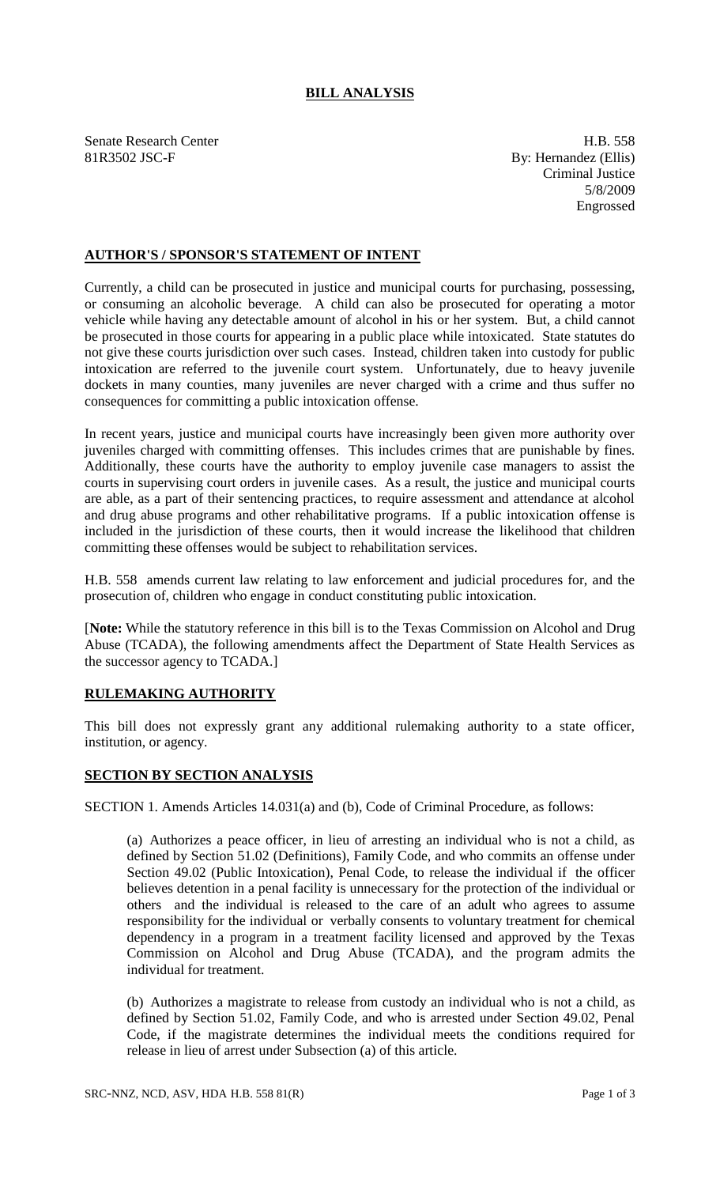# BILL ANALYSIS

Senate Research Center
81R3502 JSC-F

H.B. 558
By: Hernandez (Ellis)
Criminal Justice
5/8/2009
Engrossed

## AUTHOR'S / SPONSOR'S STATEMENT OF INTENT

Currently, a child can be prosecuted in justice and municipal courts for purchasing, possessing, or consuming an alcoholic beverage. A child can also be prosecuted for operating a motor vehicle while having any detectable amount of alcohol in his or her system. But, a child cannot be prosecuted in those courts for appearing in a public place while intoxicated. State statutes do not give these courts jurisdiction over such cases. Instead, children taken into custody for public intoxication are referred to the juvenile court system. Unfortunately, due to heavy juvenile dockets in many counties, many juveniles are never charged with a crime and thus suffer no consequences for committing a public intoxication offense.

In recent years, justice and municipal courts have increasingly been given more authority over juveniles charged with committing offenses. This includes crimes that are punishable by fines. Additionally, these courts have the authority to employ juvenile case managers to assist the courts in supervising court orders in juvenile cases. As a result, the justice and municipal courts are able, as a part of their sentencing practices, to require assessment and attendance at alcohol and drug abuse programs and other rehabilitative programs. If a public intoxication offense is included in the jurisdiction of these courts, then it would increase the likelihood that children committing these offenses would be subject to rehabilitation services.

H.B. 558 amends current law relating to law enforcement and judicial procedures for, and the prosecution of, children who engage in conduct constituting public intoxication.

[**Note:** While the statutory reference in this bill is to the Texas Commission on Alcohol and Drug Abuse (TCADA), the following amendments affect the Department of State Health Services as the successor agency to TCADA.]

## RULEMAKING AUTHORITY

This bill does not expressly grant any additional rulemaking authority to a state officer, institution, or agency.

## SECTION BY SECTION ANALYSIS

SECTION 1. Amends Articles 14.031(a) and (b), Code of Criminal Procedure, as follows:

(a) Authorizes a peace officer, in lieu of arresting an individual who is not a child, as defined by Section 51.02 (Definitions), Family Code, and who commits an offense under Section 49.02 (Public Intoxication), Penal Code, to release the individual if the officer believes detention in a penal facility is unnecessary for the protection of the individual or others and the individual is released to the care of an adult who agrees to assume responsibility for the individual or verbally consents to voluntary treatment for chemical dependency in a program in a treatment facility licensed and approved by the Texas Commission on Alcohol and Drug Abuse (TCADA), and the program admits the individual for treatment.

(b) Authorizes a magistrate to release from custody an individual who is not a child, as defined by Section 51.02, Family Code, and who is arrested under Section 49.02, Penal Code, if the magistrate determines the individual meets the conditions required for release in lieu of arrest under Subsection (a) of this article.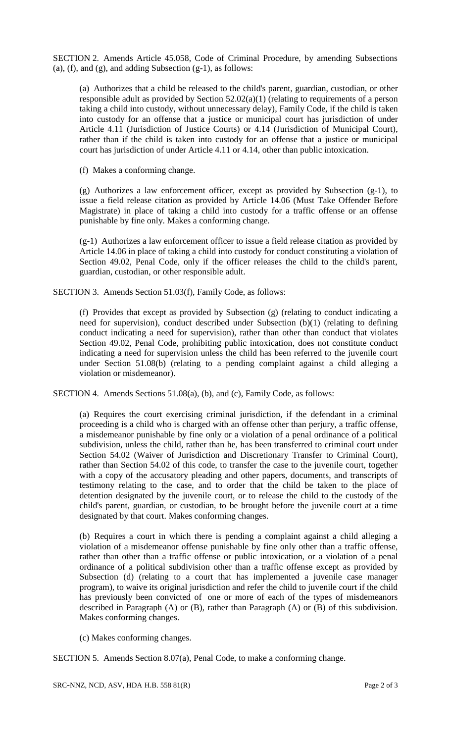SECTION 2. Amends Article 45.058, Code of Criminal Procedure, by amending Subsections (a), (f), and (g), and adding Subsection (g-1), as follows:

(a) Authorizes that a child be released to the child's parent, guardian, custodian, or other responsible adult as provided by Section 52.02(a)(1) (relating to requirements of a person taking a child into custody, without unnecessary delay), Family Code, if the child is taken into custody for an offense that a justice or municipal court has jurisdiction of under Article 4.11 (Jurisdiction of Justice Courts) or 4.14 (Jurisdiction of Municipal Court), rather than if the child is taken into custody for an offense that a justice or municipal court has jurisdiction of under Article 4.11 or 4.14, other than public intoxication.

(f) Makes a conforming change.

(g) Authorizes a law enforcement officer, except as provided by Subsection (g-1), to issue a field release citation as provided by Article 14.06 (Must Take Offender Before Magistrate) in place of taking a child into custody for a traffic offense or an offense punishable by fine only. Makes a conforming change.

(g-1) Authorizes a law enforcement officer to issue a field release citation as provided by Article 14.06 in place of taking a child into custody for conduct constituting a violation of Section 49.02, Penal Code, only if the officer releases the child to the child's parent, guardian, custodian, or other responsible adult.

SECTION 3. Amends Section 51.03(f), Family Code, as follows:

(f) Provides that except as provided by Subsection (g) (relating to conduct indicating a need for supervision), conduct described under Subsection (b)(1) (relating to defining conduct indicating a need for supervision), rather than other than conduct that violates Section 49.02, Penal Code, prohibiting public intoxication, does not constitute conduct indicating a need for supervision unless the child has been referred to the juvenile court under Section 51.08(b) (relating to a pending complaint against a child alleging a violation or misdemeanor).

SECTION 4. Amends Sections 51.08(a), (b), and (c), Family Code, as follows:

(a) Requires the court exercising criminal jurisdiction, if the defendant in a criminal proceeding is a child who is charged with an offense other than perjury, a traffic offense, a misdemeanor punishable by fine only or a violation of a penal ordinance of a political subdivision, unless the child, rather than he, has been transferred to criminal court under Section 54.02 (Waiver of Jurisdiction and Discretionary Transfer to Criminal Court), rather than Section 54.02 of this code, to transfer the case to the juvenile court, together with a copy of the accusatory pleading and other papers, documents, and transcripts of testimony relating to the case, and to order that the child be taken to the place of detention designated by the juvenile court, or to release the child to the custody of the child's parent, guardian, or custodian, to be brought before the juvenile court at a time designated by that court. Makes conforming changes.

(b) Requires a court in which there is pending a complaint against a child alleging a violation of a misdemeanor offense punishable by fine only other than a traffic offense, rather than other than a traffic offense or public intoxication, or a violation of a penal ordinance of a political subdivision other than a traffic offense except as provided by Subsection (d) (relating to a court that has implemented a juvenile case manager program), to waive its original jurisdiction and refer the child to juvenile court if the child has previously been convicted of one or more of each of the types of misdemeanors described in Paragraph (A) or (B), rather than Paragraph (A) or (B) of this subdivision. Makes conforming changes.

(c) Makes conforming changes.

SECTION 5. Amends Section 8.07(a), Penal Code, to make a conforming change.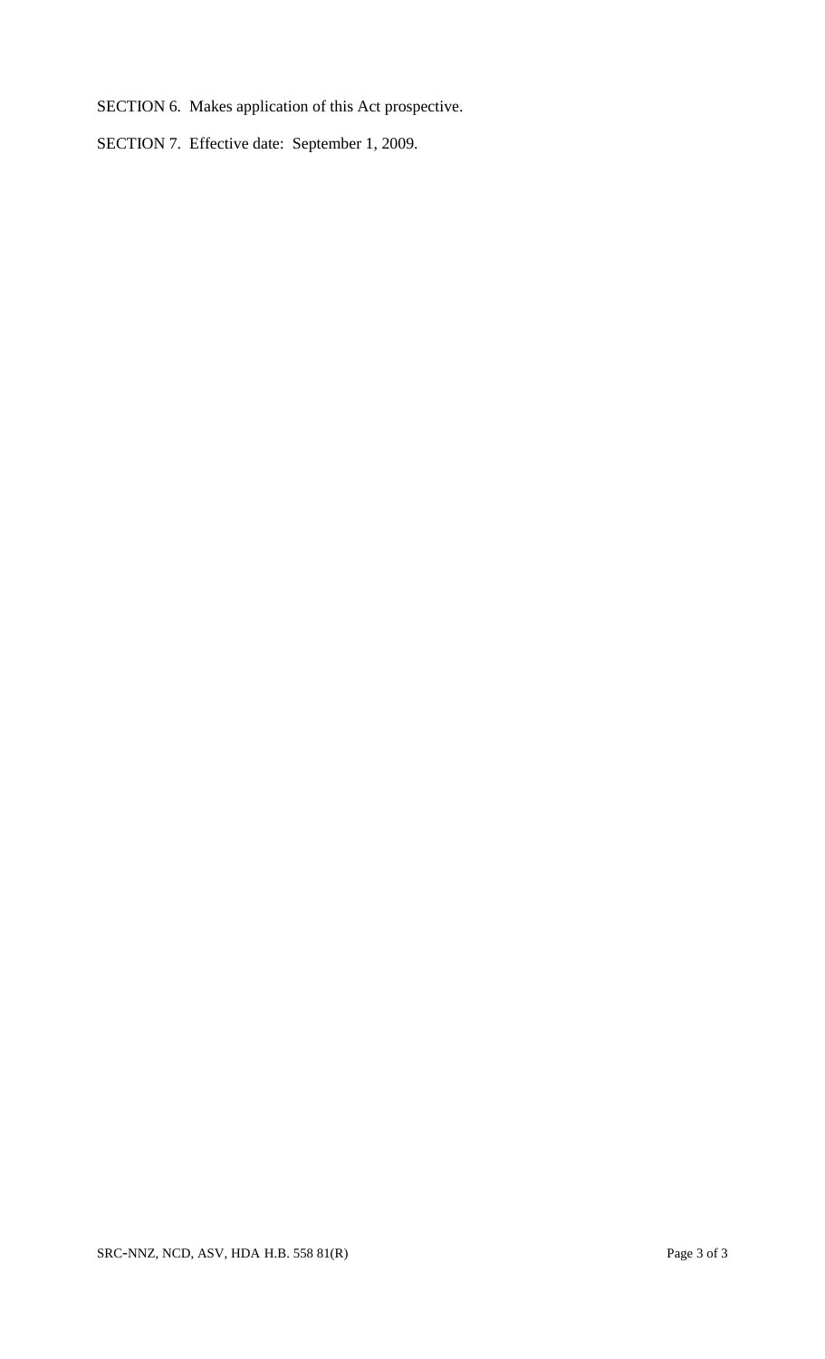SECTION 6. Makes application of this Act prospective.

SECTION 7. Effective date: September 1, 2009.